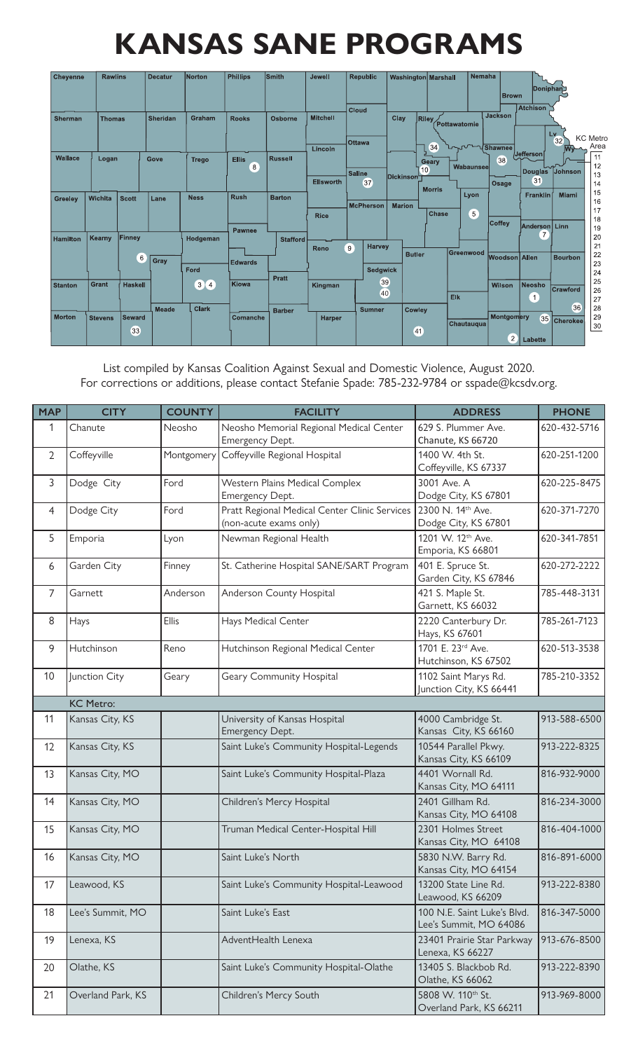# KANSAS SANE PROGRAMS

List compiled by Kansas Coalition Against Sexual and Domestic Violence, August 2020.
For corrections or additions, please contact Stefanie Spade: 785-232-9784 or sspade@kcsdv.org.

| MAP | CITY | COUNTY | FACILITY | ADDRESS | PHONE |
|---|---|---|---|---|---|
| 1 | Chanute | Neosho | Neosho Memorial Regional Medical Center Emergency Dept. | 629 S. Plummer Ave. Chanute, KS 66720 | 620-432-5716 |
| 2 | Coffeyville | Montgomery | Coffeyville Regional Hospital | 1400 W. 4th St. Coffeyville, KS 67337 | 620-251-1200 |
| 3 | Dodge City | Ford | Western Plains Medical Complex Emergency Dept. | 3001 Ave. A Dodge City, KS 67801 | 620-225-8475 |
| 4 | Dodge City | Ford | Pratt Regional Medical Center Clinic Services (non-acute exams only) | 2300 N. 14th Ave. Dodge City, KS 67801 | 620-371-7270 |
| 5 | Emporia | Lyon | Newman Regional Health | 1201 W. 12th Ave. Emporia, KS 66801 | 620-341-7851 |
| 6 | Garden City | Finney | St. Catherine Hospital SANE/SART Program | 401 E. Spruce St. Garden City, KS 67846 | 620-272-2222 |
| 7 | Garnett | Anderson | Anderson County Hospital | 421 S. Maple St. Garnett, KS 66032 | 785-448-3131 |
| 8 | Hays | Ellis | Hays Medical Center | 2220 Canterbury Dr. Hays, KS 67601 | 785-261-7123 |
| 9 | Hutchinson | Reno | Hutchinson Regional Medical Center | 1701 E. 23rd Ave. Hutchinson, KS 67502 | 620-513-3538 |
| 10 | Junction City | Geary | Geary Community Hospital | 1102 Saint Marys Rd. Junction City, KS 66441 | 785-210-3352 |
| | KC Metro: | | | | |
| 11 | Kansas City, KS | | University of Kansas Hospital Emergency Dept. | 4000 Cambridge St. Kansas City, KS 66160 | 913-588-6500 |
| 12 | Kansas City, KS | | Saint Luke's Community Hospital-Legends | 10544 Parallel Pkwy. Kansas City, KS 66109 | 913-222-8325 |
| 13 | Kansas City, MO | | Saint Luke's Community Hospital-Plaza | 4401 Wornall Rd. Kansas City, MO 64111 | 816-932-9000 |
| 14 | Kansas City, MO | | Children's Mercy Hospital | 2401 Gillham Rd. Kansas City, MO 64108 | 816-234-3000 |
| 15 | Kansas City, MO | | Truman Medical Center-Hospital Hill | 2301 Holmes Street Kansas City, MO 64108 | 816-404-1000 |
| 16 | Kansas City, MO | | Saint Luke's North | 5830 N.W. Barry Rd. Kansas City, MO 64154 | 816-891-6000 |
| 17 | Leawood, KS | | Saint Luke's Community Hospital-Leawood | 13200 State Line Rd. Leawood, KS 66209 | 913-222-8380 |
| 18 | Lee's Summit, MO | | Saint Luke's East | 100 N.E. Saint Luke's Blvd. Lee's Summit, MO 64086 | 816-347-5000 |
| 19 | Lenexa, KS | | AdventHealth Lenexa | 23401 Prairie Star Parkway Lenexa, KS 66227 | 913-676-8500 |
| 20 | Olathe, KS | | Saint Luke's Community Hospital-Olathe | 13405 S. Blackbob Rd. Olathe, KS 66062 | 913-222-8390 |
| 21 | Overland Park, KS | | Children's Mercy South | 5808 W. 110th St. Overland Park, KS 66211 | 913-969-8000 |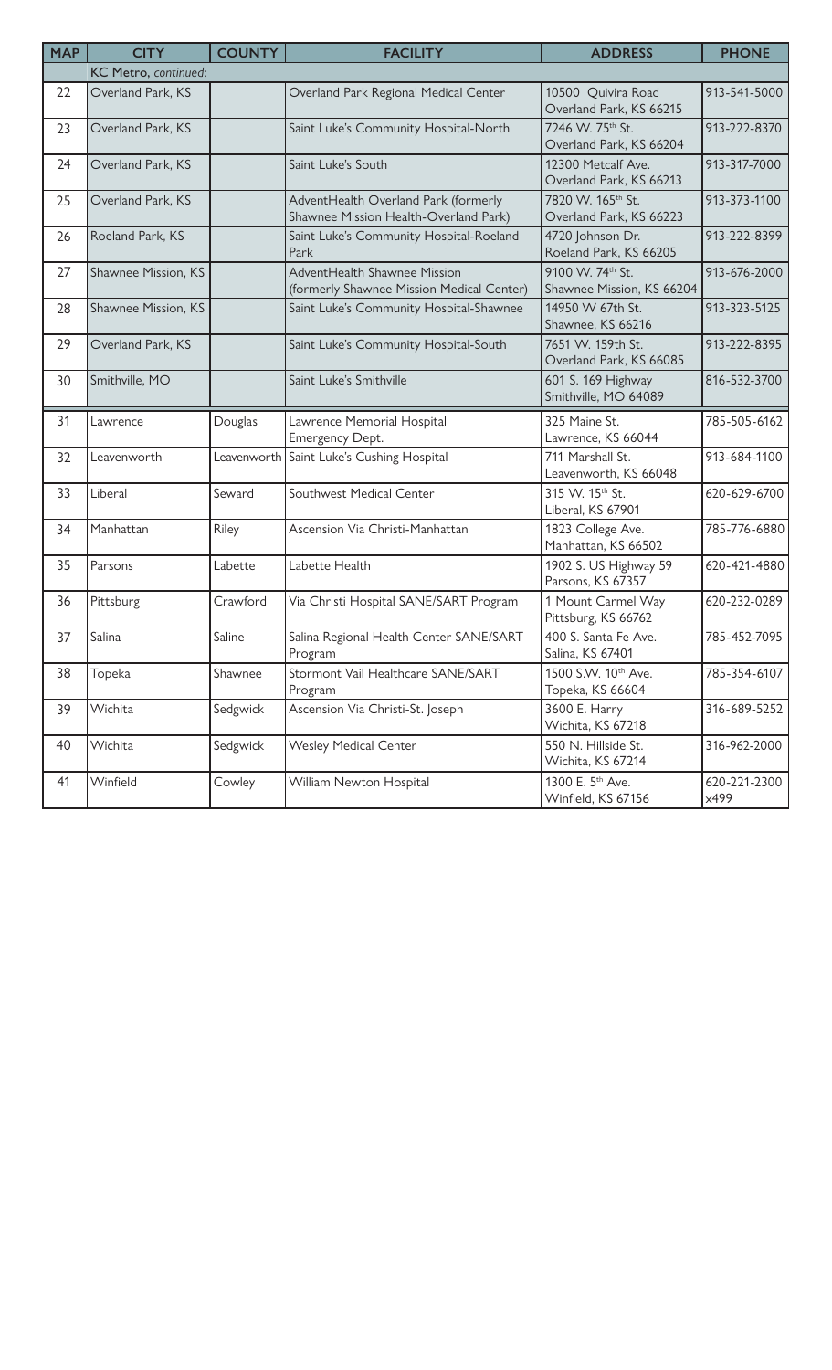| MAP | CITY | COUNTY | FACILITY | ADDRESS | PHONE |
|---|---|---|---|---|---|
| | KC Metro, *continued*: | | | | |
| 22 | Overland Park, KS | | Overland Park Regional Medical Center | 10500 Quivira Road Overland Park, KS 66215 | 913-541-5000 |
| 23 | Overland Park, KS | | Saint Luke's Community Hospital-North | 7246 W. 75th St. Overland Park, KS 66204 | 913-222-8370 |
| 24 | Overland Park, KS | | Saint Luke's South | 12300 Metcalf Ave. Overland Park, KS 66213 | 913-317-7000 |
| 25 | Overland Park, KS | | AdventHealth Overland Park (formerly Shawnee Mission Health-Overland Park) | 7820 W. 165th St. Overland Park, KS 66223 | 913-373-1100 |
| 26 | Roeland Park, KS | | Saint Luke's Community Hospital-Roeland Park | 4720 Johnson Dr. Roeland Park, KS 66205 | 913-222-8399 |
| 27 | Shawnee Mission, KS | | AdventHealth Shawnee Mission (formerly Shawnee Mission Medical Center) | 9100 W. 74th St. Shawnee Mission, KS 66204 | 913-676-2000 |
| 28 | Shawnee Mission, KS | | Saint Luke's Community Hospital-Shawnee | 14950 W 67th St. Shawnee, KS 66216 | 913-323-5125 |
| 29 | Overland Park, KS | | Saint Luke's Community Hospital-South | 7651 W. 159th St. Overland Park, KS 66085 | 913-222-8395 |
| 30 | Smithville, MO | | Saint Luke's Smithville | 601 S. 169 Highway Smithville, MO 64089 | 816-532-3700 |
| 31 | Lawrence | Douglas | Lawrence Memorial Hospital Emergency Dept. | 325 Maine St. Lawrence, KS 66044 | 785-505-6162 |
| 32 | Leavenworth | Leavenworth | Saint Luke's Cushing Hospital | 711 Marshall St. Leavenworth, KS 66048 | 913-684-1100 |
| 33 | Liberal | Seward | Southwest Medical Center | 315 W. 15th St. Liberal, KS 67901 | 620-629-6700 |
| 34 | Manhattan | Riley | Ascension Via Christi-Manhattan | 1823 College Ave. Manhattan, KS 66502 | 785-776-6880 |
| 35 | Parsons | Labette | Labette Health | 1902 S. US Highway 59 Parsons, KS 67357 | 620-421-4880 |
| 36 | Pittsburg | Crawford | Via Christi Hospital SANE/SART Program | 1 Mount Carmel Way Pittsburg, KS 66762 | 620-232-0289 |
| 37 | Salina | Saline | Salina Regional Health Center SANE/SART Program | 400 S. Santa Fe Ave. Salina, KS 67401 | 785-452-7095 |
| 38 | Topeka | Shawnee | Stormont Vail Healthcare SANE/SART Program | 1500 S.W. 10th Ave. Topeka, KS 66604 | 785-354-6107 |
| 39 | Wichita | Sedgwick | Ascension Via Christi-St. Joseph | 3600 E. Harry Wichita, KS 67218 | 316-689-5252 |
| 40 | Wichita | Sedgwick | Wesley Medical Center | 550 N. Hillside St. Wichita, KS 67214 | 316-962-2000 |
| 41 | Winfield | Cowley | William Newton Hospital | 1300 E. 5th Ave. Winfield, KS 67156 | 620-221-2300 x499 |